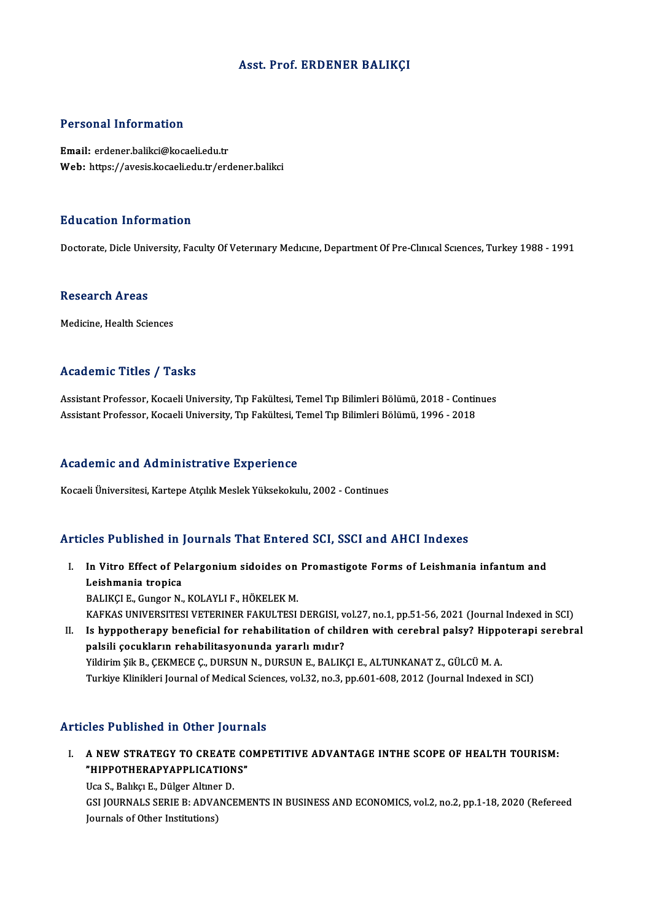# Asst. Prof. ERDENER BALIKÇI

## Personal Information

**Email:** erdener.balikci@kocaeli.edu.tr
**Web:** https://avesis.kocaeli.edu.tr/erdener.balikci

## Education Information

Doctorate, Dicle University, Faculty Of Veterınary Medıcıne, Department Of Pre-Clınıcal Scıences, Turkey 1988 - 1991

## Research Areas

Medicine, Health Sciences

## Academic Titles / Tasks

Assistant Professor, Kocaeli University, Tıp Fakültesi, Temel Tıp Bilimleri Bölümü, 2018 - Continues
Assistant Professor, Kocaeli University, Tıp Fakültesi, Temel Tıp Bilimleri Bölümü, 1996 - 2018

## Academic and Administrative Experience

Kocaeli Üniversitesi, Kartepe Atçılık Meslek Yüksekokulu, 2002 - Continues

## Articles Published in Journals That Entered SCI, SSCI and AHCI Indexes

I. **In Vitro Effect of Pelargonium sidoides on Promastigote Forms of Leishmania infantum and Leishmania tropica**
   BALIKÇI E., Gungor N., KOLAYLI F., HÖKELEK M.
   KAFKAS UNIVERSITESI VETERINER FAKULTESI DERGISI, vol.27, no.1, pp.51-56, 2021 (Journal Indexed in SCI)

II. **Is hyppotherapy beneficial for rehabilitation of children with cerebral palsy? Hippoterapi serebral palsili çocukların rehabilitasyonunda yararlı mıdır?**
   Yildirim Şik B., ÇEKMECE Ç., DURSUN N., DURSUN E., BALIKÇI E., ALTUNKANAT Z., GÜLCÜ M. A.
   Turkiye Klinikleri Journal of Medical Sciences, vol.32, no.3, pp.601-608, 2012 (Journal Indexed in SCI)

## Articles Published in Other Journals

I. **A NEW STRATEGY TO CREATE COMPETITIVE ADVANTAGE INTHE SCOPE OF HEALTH TOURISM: "HIPPOTHERAPYAPPLICATIONS"**
   Uca S., Balıkçı E., Dülger Altıner D.
   GSI JOURNALS SERIE B: ADVANCEMENTS IN BUSINESS AND ECONOMICS, vol.2, no.2, pp.1-18, 2020 (Refereed Journals of Other Institutions)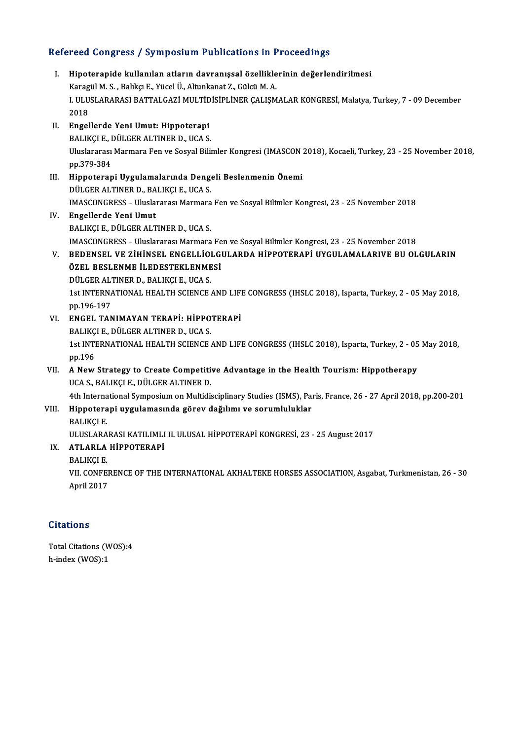## Refereed Congress / Symposium Publications in Proceedings

I. **Hipoterapide kullanılan atların davranışsal özelliklerinin değerlendirilmesi**
   Karagül M. S. , Balıkçı E., Yücel Ü., Altunkanat Z., Gülcü M. A.
   I. ULUSLARARASI BATTALGAZİ MULTİDİSİPLİNER ÇALIŞMALAR KONGRESİ, Malatya, Turkey, 7 - 09 December 2018

II. **Engellerde Yeni Umut: Hippoterapi**
   BALIKÇI E., DÜLGER ALTINER D., UCA S.
   Uluslararası Marmara Fen ve Sosyal Bilimler Kongresi (IMASCON 2018), Kocaeli, Turkey, 23 - 25 November 2018, pp.379-384

III. **Hippoterapi Uygulamalarında Dengeli Beslenmenin Önemi**
   DÜLGER ALTINER D., BALIKÇI E., UCA S.
   IMASCONGRESS – Uluslararası Marmara Fen ve Sosyal Bilimler Kongresi, 23 - 25 November 2018

IV. **Engellerde Yeni Umut**
   BALIKÇI E., DÜLGER ALTINER D., UCA S.
   IMASCONGRESS – Uluslararası Marmara Fen ve Sosyal Bilimler Kongresi, 23 - 25 November 2018

V. **BEDENSEL VE ZİHİNSEL ENGELLİOLGULARDA HİPPOTERAPİ UYGULAMALARIVE BU OLGULARIN ÖZEL BESLENME İLEDESTEKLENMESİ**
   DÜLGER ALTINER D., BALIKÇI E., UCA S.
   1st INTERNATIONAL HEALTH SCIENCE AND LIFE CONGRESS (IHSLC 2018), Isparta, Turkey, 2 - 05 May 2018, pp.196-197

VI. **ENGEL TANIMAYAN TERAPİ: HİPPOTERAPİ**
   BALIKÇI E., DÜLGER ALTINER D., UCA S.
   1st INTERNATIONAL HEALTH SCIENCE AND LIFE CONGRESS (IHSLC 2018), Isparta, Turkey, 2 - 05 May 2018, pp.196

VII. **A New Strategy to Create Competitive Advantage in the Health Tourism: Hippotherapy**
   UCA S., BALIKÇI E., DÜLGER ALTINER D.
   4th International Symposium on Multidisciplinary Studies (ISMS), Paris, France, 26 - 27 April 2018, pp.200-201

VIII. **Hippoterapi uygulamasında görev dağılımı ve sorumluluklar**
   BALIKÇI E.
   ULUSLARARASI KATILIMLI II. ULUSAL HİPPOTERAPİ KONGRESİ, 23 - 25 August 2017

IX. **ATLARLA HİPPOTERAPİ**
   BALIKÇI E.
   VII. CONFERENCE OF THE INTERNATIONAL AKHALTEKE HORSES ASSOCIATION, Asgabat, Turkmenistan, 26 - 30 April 2017

## Citations

Total Citations (WOS):4
h-index (WOS):1